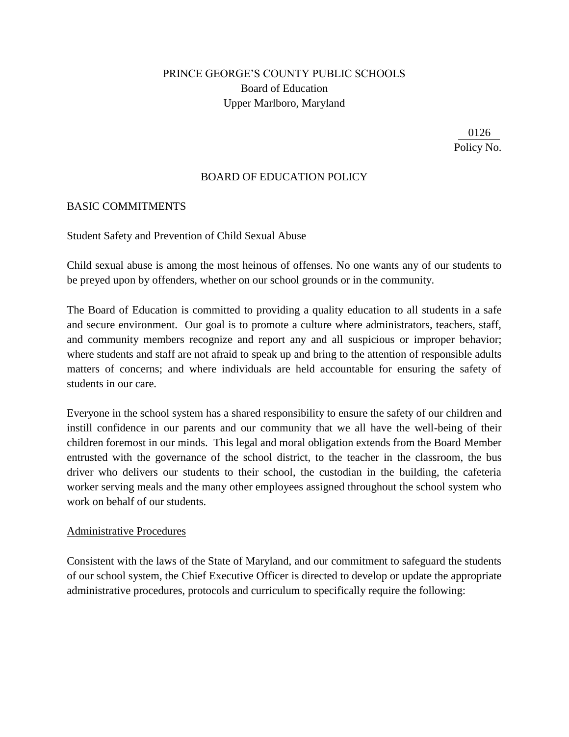PRINCE GEORGE'S COUNTY PUBLIC SCHOOLS
Board of Education
Upper Marlboro, Maryland

0126
Policy No.

# BOARD OF EDUCATION POLICY

## BASIC COMMITMENTS

### Student Safety and Prevention of Child Sexual Abuse

Child sexual abuse is among the most heinous of offenses. No one wants any of our students to be preyed upon by offenders, whether on our school grounds or in the community.

The Board of Education is committed to providing a quality education to all students in a safe and secure environment. Our goal is to promote a culture where administrators, teachers, staff, and community members recognize and report any and all suspicious or improper behavior; where students and staff are not afraid to speak up and bring to the attention of responsible adults matters of concerns; and where individuals are held accountable for ensuring the safety of students in our care.

Everyone in the school system has a shared responsibility to ensure the safety of our children and instill confidence in our parents and our community that we all have the well-being of their children foremost in our minds. This legal and moral obligation extends from the Board Member entrusted with the governance of the school district, to the teacher in the classroom, the bus driver who delivers our students to their school, the custodian in the building, the cafeteria worker serving meals and the many other employees assigned throughout the school system who work on behalf of our students.

### Administrative Procedures

Consistent with the laws of the State of Maryland, and our commitment to safeguard the students of our school system, the Chief Executive Officer is directed to develop or update the appropriate administrative procedures, protocols and curriculum to specifically require the following: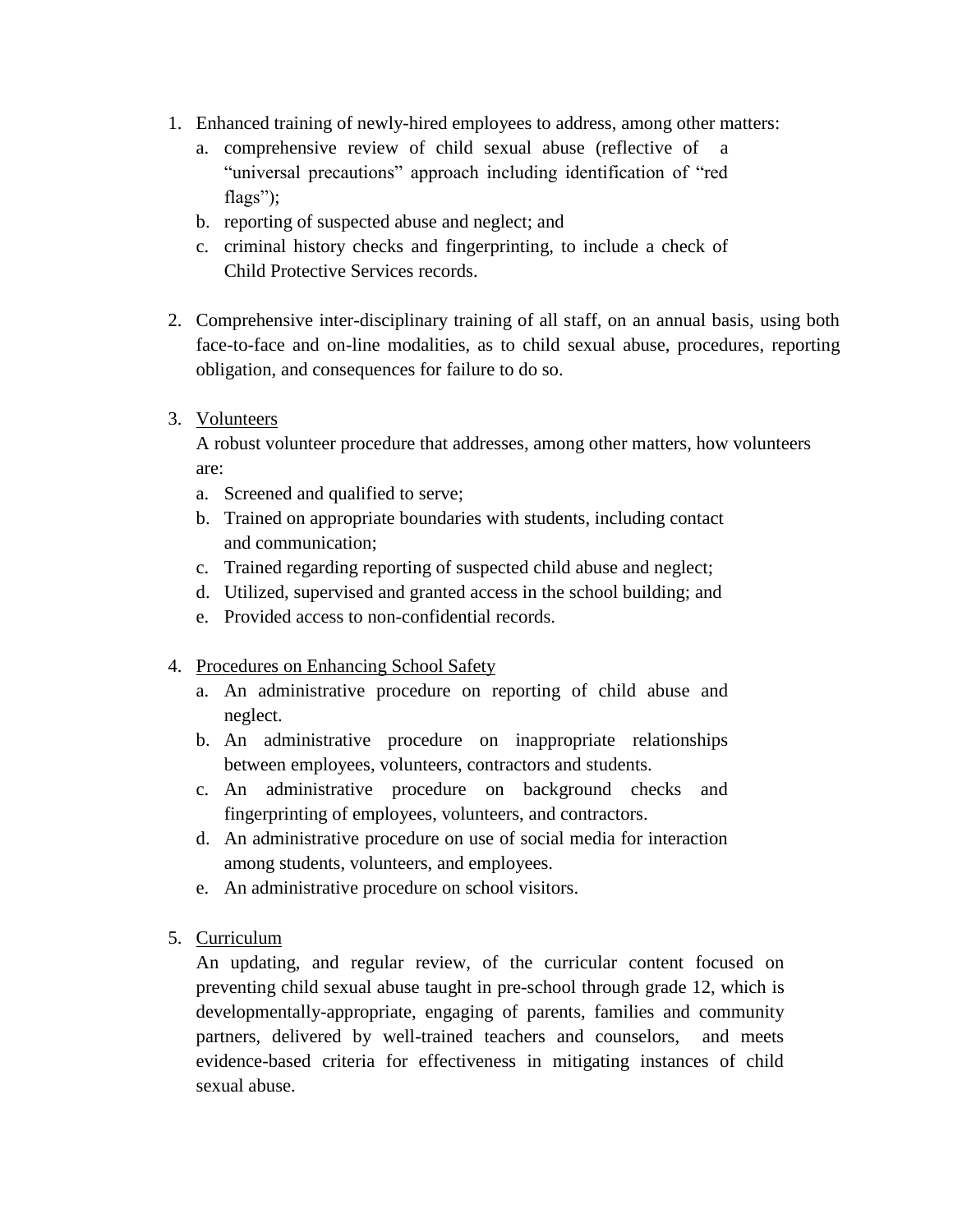1. Enhanced training of newly-hired employees to address, among other matters:
   a. comprehensive review of child sexual abuse (reflective of a "universal precautions" approach including identification of "red flags");
   b. reporting of suspected abuse and neglect; and
   c. criminal history checks and fingerprinting, to include a check of Child Protective Services records.

2. Comprehensive inter-disciplinary training of all staff, on an annual basis, using both face-to-face and on-line modalities, as to child sexual abuse, procedures, reporting obligation, and consequences for failure to do so.

3. <u>Volunteers</u>

   A robust volunteer procedure that addresses, among other matters, how volunteers are:
   a. Screened and qualified to serve;
   b. Trained on appropriate boundaries with students, including contact and communication;
   c. Trained regarding reporting of suspected child abuse and neglect;
   d. Utilized, supervised and granted access in the school building; and
   e. Provided access to non-confidential records.

4. <u>Procedures on Enhancing School Safety</u>
   a. An administrative procedure on reporting of child abuse and neglect.
   b. An administrative procedure on inappropriate relationships between employees, volunteers, contractors and students.
   c. An administrative procedure on background checks and fingerprinting of employees, volunteers, and contractors.
   d. An administrative procedure on use of social media for interaction among students, volunteers, and employees.
   e. An administrative procedure on school visitors.

5. <u>Curriculum</u>

   An updating, and regular review, of the curricular content focused on preventing child sexual abuse taught in pre-school through grade 12, which is developmentally-appropriate, engaging of parents, families and community partners, delivered by well-trained teachers and counselors, and meets evidence-based criteria for effectiveness in mitigating instances of child sexual abuse.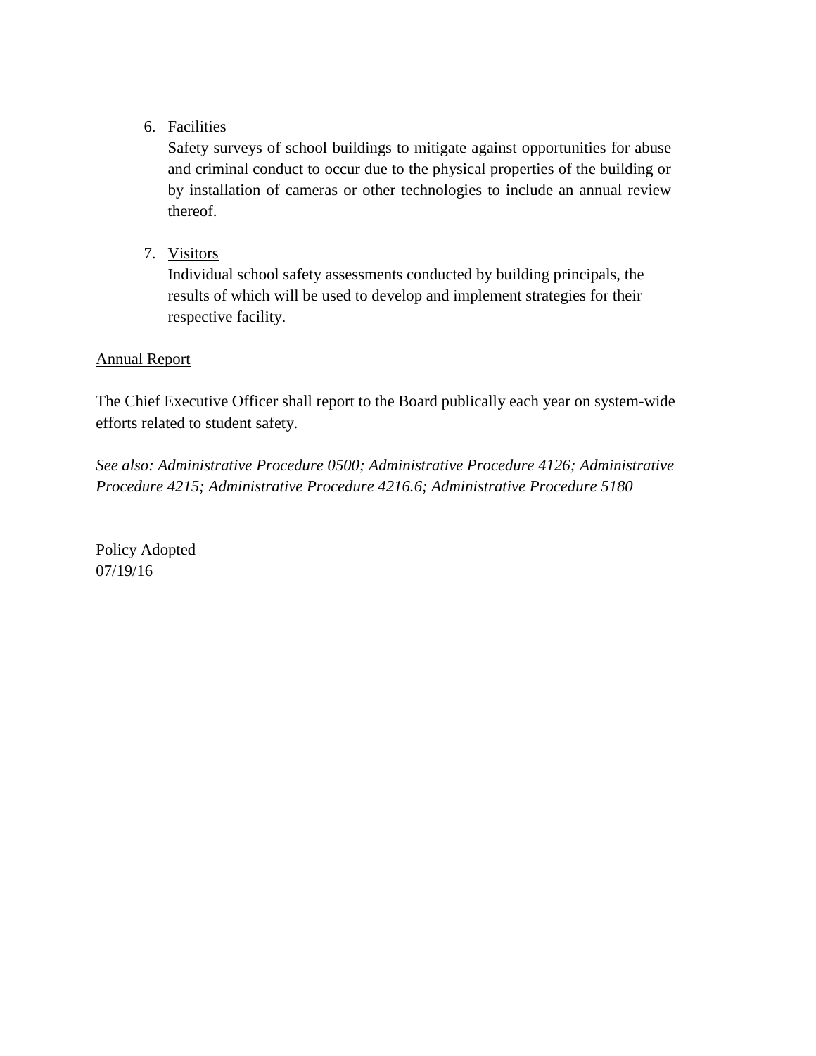6. Facilities

   Safety surveys of school buildings to mitigate against opportunities for abuse and criminal conduct to occur due to the physical properties of the building or by installation of cameras or other technologies to include an annual review thereof.

7. Visitors

   Individual school safety assessments conducted by building principals, the results of which will be used to develop and implement strategies for their respective facility.

Annual Report

The Chief Executive Officer shall report to the Board publically each year on system-wide efforts related to student safety.

*See also: Administrative Procedure 0500; Administrative Procedure 4126; Administrative Procedure 4215; Administrative Procedure 4216.6; Administrative Procedure 5180*

Policy Adopted
07/19/16